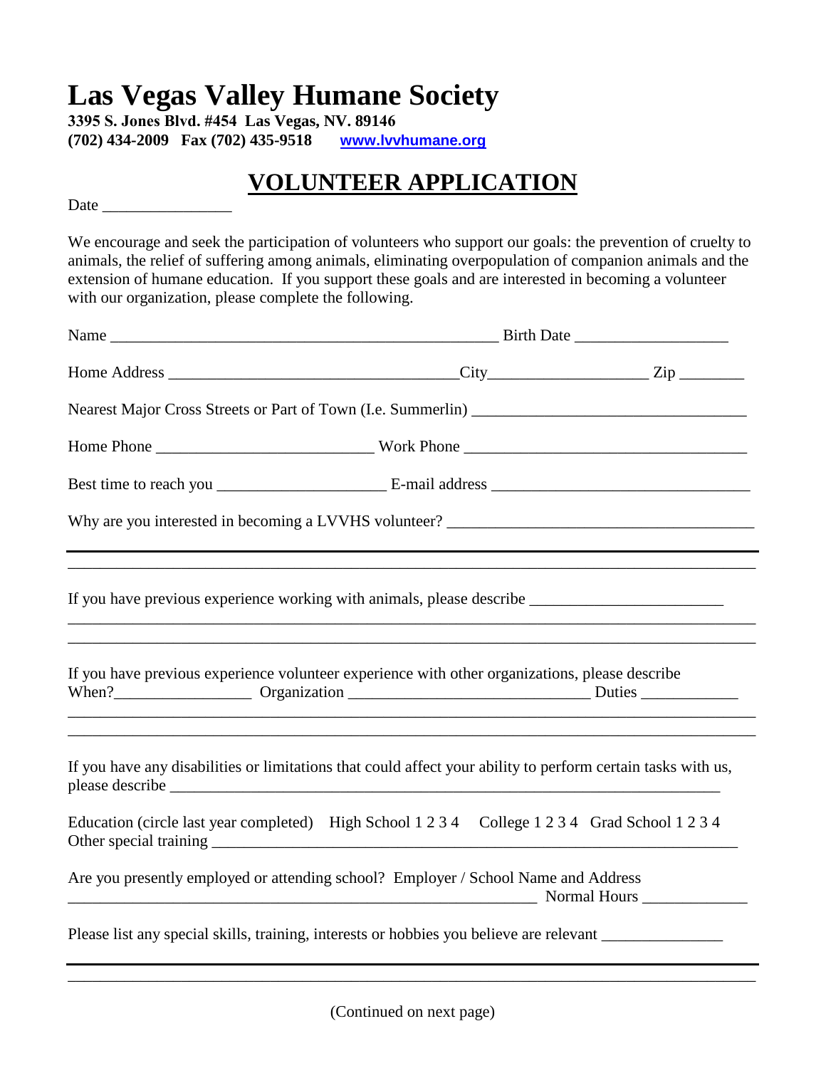# Las Vegas Valley Humane Society

**3395 S. Jones Blvd. #454 Las Vegas, NV. 89146**
**(702) 434-2009 Fax (702) 435-9518** [www.lvvhumane.org](http://www.lvvhumane.org)

## VOLUNTEER APPLICATION

Date ________________

We encourage and seek the participation of volunteers who support our goals: the prevention of cruelty to animals, the relief of suffering among animals, eliminating overpopulation of companion animals and the extension of humane education. If you support these goals and are interested in becoming a volunteer with our organization, please complete the following.

Name __________________________________________________ Birth Date ___________________

Home Address _____________________________________City___________________ Zip ________

Nearest Major Cross Streets or Part of Town (I.e. Summerlin) _________________________________

Home Phone ___________________________ Work Phone ___________________________________

Best time to reach you _____________________ E-mail address ________________________________

Why are you interested in becoming a LVVHS volunteer? _____________________________________

_____________________________________________________________________________________

If you have previous experience working with animals, please describe ________________________

_____________________________________________________________________________________

_____________________________________________________________________________________

If you have previous experience volunteer experience with other organizations, please describe
When?_________________ Organization ______________________________ Duties ____________

_____________________________________________________________________________________

_____________________________________________________________________________________

If you have any disabilities or limitations that could affect your ability to perform certain tasks with us, please describe ______________________________________________________________________

Education (circle last year completed) High School 1 2 3 4 College 1 2 3 4 Grad School 1 2 3 4
Other special training ___________________________________________________________________

Are you presently employed or attending school? Employer / School Name and Address
____________________________________________________________ Normal Hours _____________

Please list any special skills, training, interests or hobbies you believe are relevant _______________

_____________________________________________________________________________________

(Continued on next page)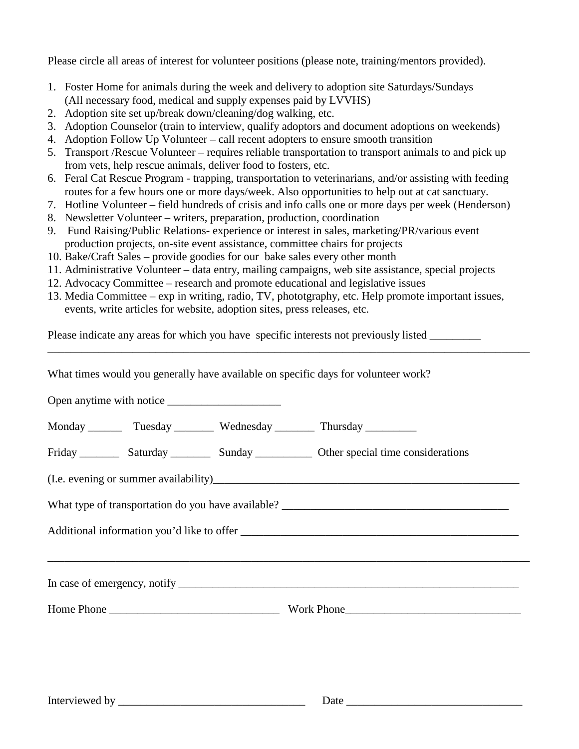Please circle all areas of interest for volunteer positions (please note, training/mentors provided).

1. Foster Home for animals during the week and delivery to adoption site Saturdays/Sundays (All necessary food, medical and supply expenses paid by LVVHS)
2. Adoption site set up/break down/cleaning/dog walking, etc.
3. Adoption Counselor (train to interview, qualify adoptors and document adoptions on weekends)
4. Adoption Follow Up Volunteer – call recent adopters to ensure smooth transition
5. Transport /Rescue Volunteer – requires reliable transportation to transport animals to and pick up from vets, help rescue animals, deliver food to fosters, etc.
6. Feral Cat Rescue Program - trapping, transportation to veterinarians, and/or assisting with feeding routes for a few hours one or more days/week. Also opportunities to help out at cat sanctuary.
7. Hotline Volunteer – field hundreds of crisis and info calls one or more days per week (Henderson)
8. Newsletter Volunteer – writers, preparation, production, coordination
9. Fund Raising/Public Relations- experience or interest in sales, marketing/PR/various event production projects, on-site event assistance, committee chairs for projects
10. Bake/Craft Sales – provide goodies for our bake sales every other month
11. Administrative Volunteer – data entry, mailing campaigns, web site assistance, special projects
12. Advocacy Committee – research and promote educational and legislative issues
13. Media Committee – exp in writing, radio, TV, phototgraphy, etc. Help promote important issues, events, write articles for website, adoption sites, press releases, etc.

Please indicate any areas for which you have specific interests not previously listed _________

_____________________________________________________________________________________

What times would you generally have available on specific days for volunteer work?

Open anytime with notice ____________________

Monday ______ Tuesday _______ Wednesday _______ Thursday _________

Friday _______ Saturday _______ Sunday __________ Other special time considerations

(I.e. evening or summer availability)_________________________________________________________

What type of transportation do you have available? ________________________________________

Additional information you'd like to offer ___________________________________________________

_____________________________________________________________________________________

In case of emergency, notify ______________________________________________________________

Home Phone ______________________________ Work Phone_______________________________

Interviewed by _________________________________ Date _______________________________